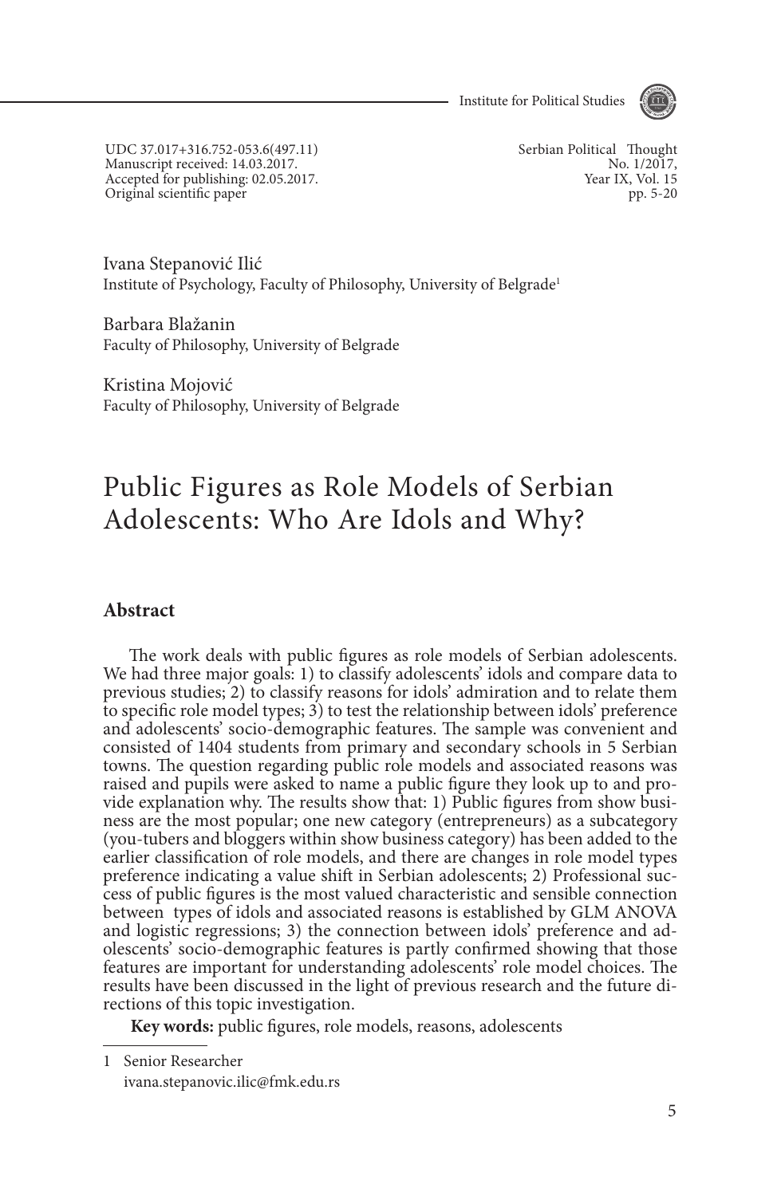UDC 37.017+316.752-053.6(497.11)
Manuscript received: 14.03.2017.
Accepted for publishing: 02.05.2017.
Original scientific paper

Ivana Stepanović Ilić
Institute of Psychology, Faculty of Philosophy, University of Belgrade[1]

Barbara Blažanin
Faculty of Philosophy, University of Belgrade

Kristina Mojović
Faculty of Philosophy, University of Belgrade

# Public Figures as Role Models of Serbian Adolescents: Who Are Idols and Why?

## Abstract

The work deals with public figures as role models of Serbian adolescents. We had three major goals: 1) to classify adolescents' idols and compare data to previous studies; 2) to classify reasons for idols' admiration and to relate them to specific role model types; 3) to test the relationship between idols' preference and adolescents' socio-demographic features. The sample was convenient and consisted of 1404 students from primary and secondary schools in 5 Serbian towns. The question regarding public role models and associated reasons was raised and pupils were asked to name a public figure they look up to and provide explanation why. The results show that: 1) Public figures from show business are the most popular; one new category (entrepreneurs) as a subcategory (you-tubers and bloggers within show business category) has been added to the earlier classification of role models, and there are changes in role model types preference indicating a value shift in Serbian adolescents; 2) Professional success of public figures is the most valued characteristic and sensible connection between types of idols and associated reasons is established by GLM ANOVA and logistic regressions; 3) the connection between idols' preference and adolescents' socio-demographic features is partly confirmed showing that those features are important for understanding adolescents' role model choices. The results have been discussed in the light of previous research and the future directions of this topic investigation.

**Key words:** public figures, role models, reasons, adolescents

---

1 Senior Researcher
ivana.stepanovic.ilic@fmk.edu.rs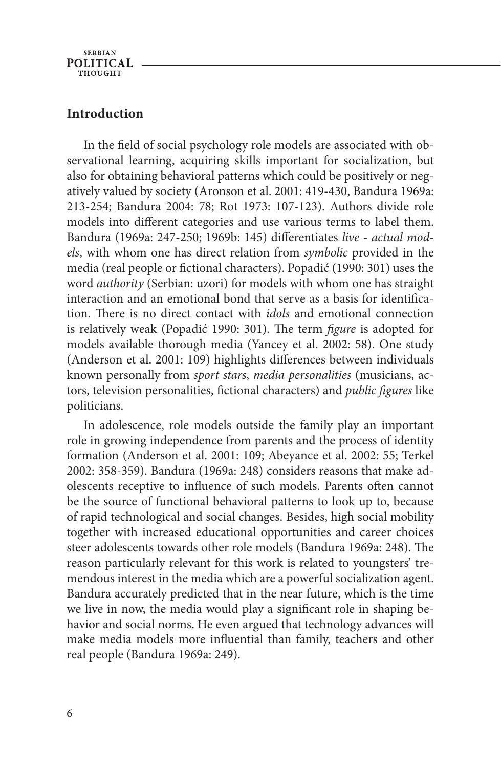## Introduction

In the field of social psychology role models are associated with observational learning, acquiring skills important for socialization, but also for obtaining behavioral patterns which could be positively or negatively valued by society (Aronson et al. 2001: 419-430, Bandura 1969a: 213-254; Bandura 2004: 78; Rot 1973: 107-123). Authors divide role models into different categories and use various terms to label them. Bandura (1969a: 247-250; 1969b: 145) differentiates *live - actual models*, with whom one has direct relation from *symbolic* provided in the media (real people or fictional characters). Popadić (1990: 301) uses the word *authority* (Serbian: uzori) for models with whom one has straight interaction and an emotional bond that serve as a basis for identification. There is no direct contact with *idols* and emotional connection is relatively weak (Popadić 1990: 301). The term *figure* is adopted for models available thorough media (Yancey et al. 2002: 58). One study (Anderson et al. 2001: 109) highlights differences between individuals known personally from *sport stars*, *media personalities* (musicians, actors, television personalities, fictional characters) and *public figures* like politicians.

In adolescence, role models outside the family play an important role in growing independence from parents and the process of identity formation (Anderson et al. 2001: 109; Abeyance et al. 2002: 55; Terkel 2002: 358-359). Bandura (1969a: 248) considers reasons that make adolescents receptive to influence of such models. Parents often cannot be the source of functional behavioral patterns to look up to, because of rapid technological and social changes. Besides, high social mobility together with increased educational opportunities and career choices steer adolescents towards other role models (Bandura 1969a: 248). The reason particularly relevant for this work is related to youngsters' tremendous interest in the media which are a powerful socialization agent. Bandura accurately predicted that in the near future, which is the time we live in now, the media would play a significant role in shaping behavior and social norms. He even argued that technology advances will make media models more influential than family, teachers and other real people (Bandura 1969a: 249).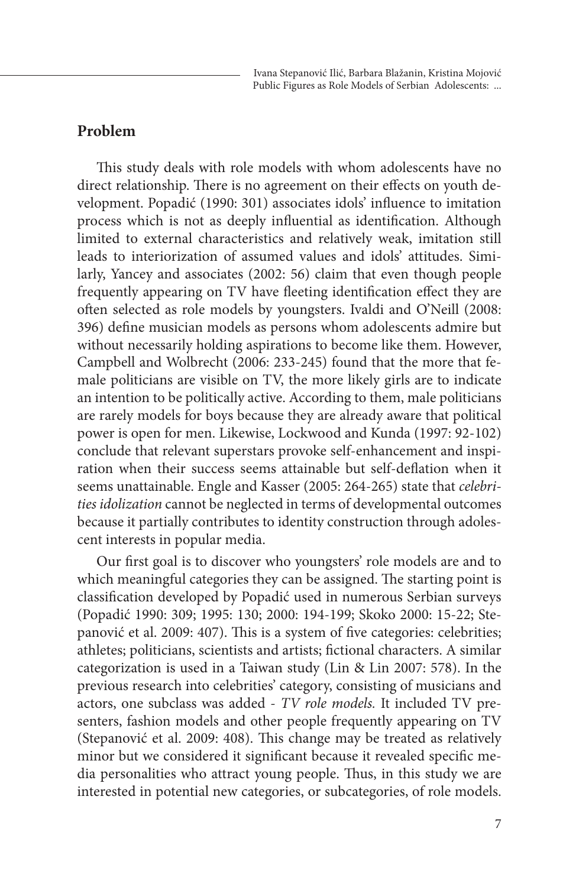## Problem

This study deals with role models with whom adolescents have no direct relationship. There is no agreement on their effects on youth development. Popadić (1990: 301) associates idols' influence to imitation process which is not as deeply influential as identification. Although limited to external characteristics and relatively weak, imitation still leads to interiorization of assumed values and idols' attitudes. Similarly, Yancey and associates (2002: 56) claim that even though people frequently appearing on TV have fleeting identification effect they are often selected as role models by youngsters. Ivaldi and O'Neill (2008: 396) define musician models as persons whom adolescents admire but without necessarily holding aspirations to become like them. However, Campbell and Wolbrecht (2006: 233-245) found that the more that female politicians are visible on TV, the more likely girls are to indicate an intention to be politically active. According to them, male politicians are rarely models for boys because they are already aware that political power is open for men. Likewise, Lockwood and Kunda (1997: 92-102) conclude that relevant superstars provoke self-enhancement and inspiration when their success seems attainable but self-deflation when it seems unattainable. Engle and Kasser (2005: 264-265) state that *celebrities idolization* cannot be neglected in terms of developmental outcomes because it partially contributes to identity construction through adolescent interests in popular media.

Our first goal is to discover who youngsters' role models are and to which meaningful categories they can be assigned. The starting point is classification developed by Popadić used in numerous Serbian surveys (Popadić 1990: 309; 1995: 130; 2000: 194-199; Skoko 2000: 15-22; Stepanović et al. 2009: 407). This is a system of five categories: celebrities; athletes; politicians, scientists and artists; fictional characters. A similar categorization is used in a Taiwan study (Lin & Lin 2007: 578). In the previous research into celebrities' category, consisting of musicians and actors, one subclass was added - *TV role models.* It included TV presenters, fashion models and other people frequently appearing on TV (Stepanović et al. 2009: 408). This change may be treated as relatively minor but we considered it significant because it revealed specific media personalities who attract young people. Thus, in this study we are interested in potential new categories, or subcategories, of role models.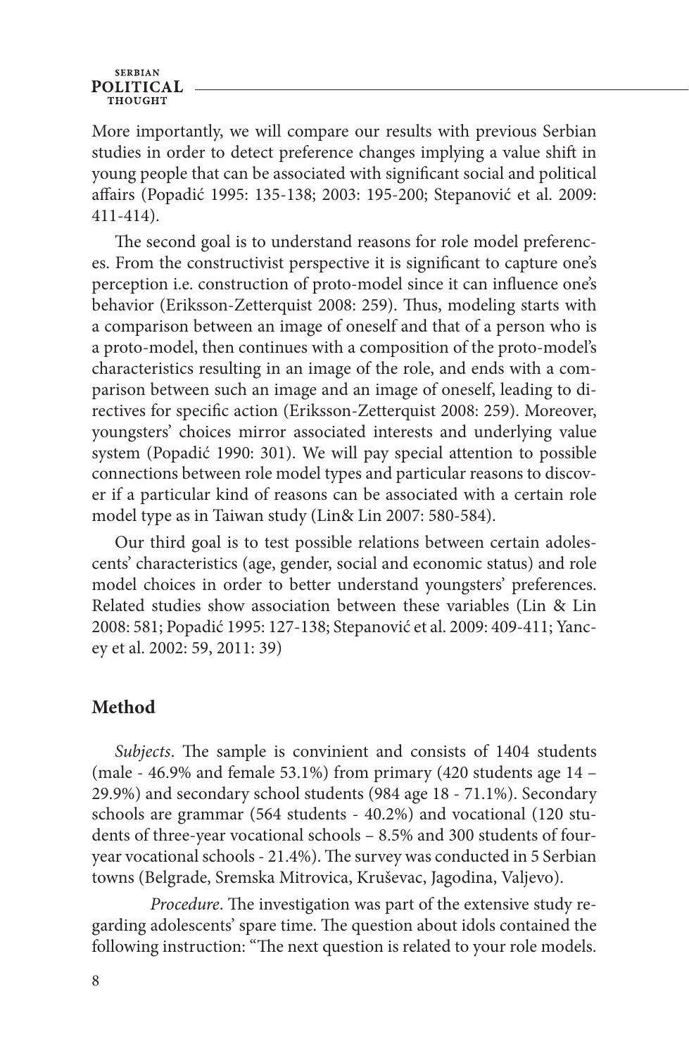More importantly, we will compare our results with previous Serbian studies in order to detect preference changes implying a value shift in young people that can be associated with significant social and political affairs (Popadić 1995: 135-138; 2003: 195-200; Stepanović et al. 2009: 411-414).

The second goal is to understand reasons for role model preferences. From the constructivist perspective it is significant to capture one's perception i.e. construction of proto-model since it can influence one's behavior (Eriksson-Zetterquist 2008: 259). Thus, modeling starts with a comparison between an image of oneself and that of a person who is a proto-model, then continues with a composition of the proto-model's characteristics resulting in an image of the role, and ends with a comparison between such an image and an image of oneself, leading to directives for specific action (Eriksson-Zetterquist 2008: 259). Moreover, youngsters' choices mirror associated interests and underlying value system (Popadić 1990: 301). We will pay special attention to possible connections between role model types and particular reasons to discover if a particular kind of reasons can be associated with a certain role model type as in Taiwan study (Lin& Lin 2007: 580-584).

Our third goal is to test possible relations between certain adolescents' characteristics (age, gender, social and economic status) and role model choices in order to better understand youngsters' preferences. Related studies show association between these variables (Lin & Lin 2008: 581; Popadić 1995: 127-138; Stepanović et al. 2009: 409-411; Yancey et al. 2002: 59, 2011: 39)

## Method

*Subjects*. The sample is convinient and consists of 1404 students (male - 46.9% and female 53.1%) from primary (420 students age 14 – 29.9%) and secondary school students (984 age 18 - 71.1%). Secondary schools are grammar (564 students - 40.2%) and vocational (120 students of three-year vocational schools – 8.5% and 300 students of four-year vocational schools - 21.4%). The survey was conducted in 5 Serbian towns (Belgrade, Sremska Mitrovica, Kruševac, Jagodina, Valjevo).

*Procedure*. The investigation was part of the extensive study regarding adolescents' spare time. The question about idols contained the following instruction: "The next question is related to your role models.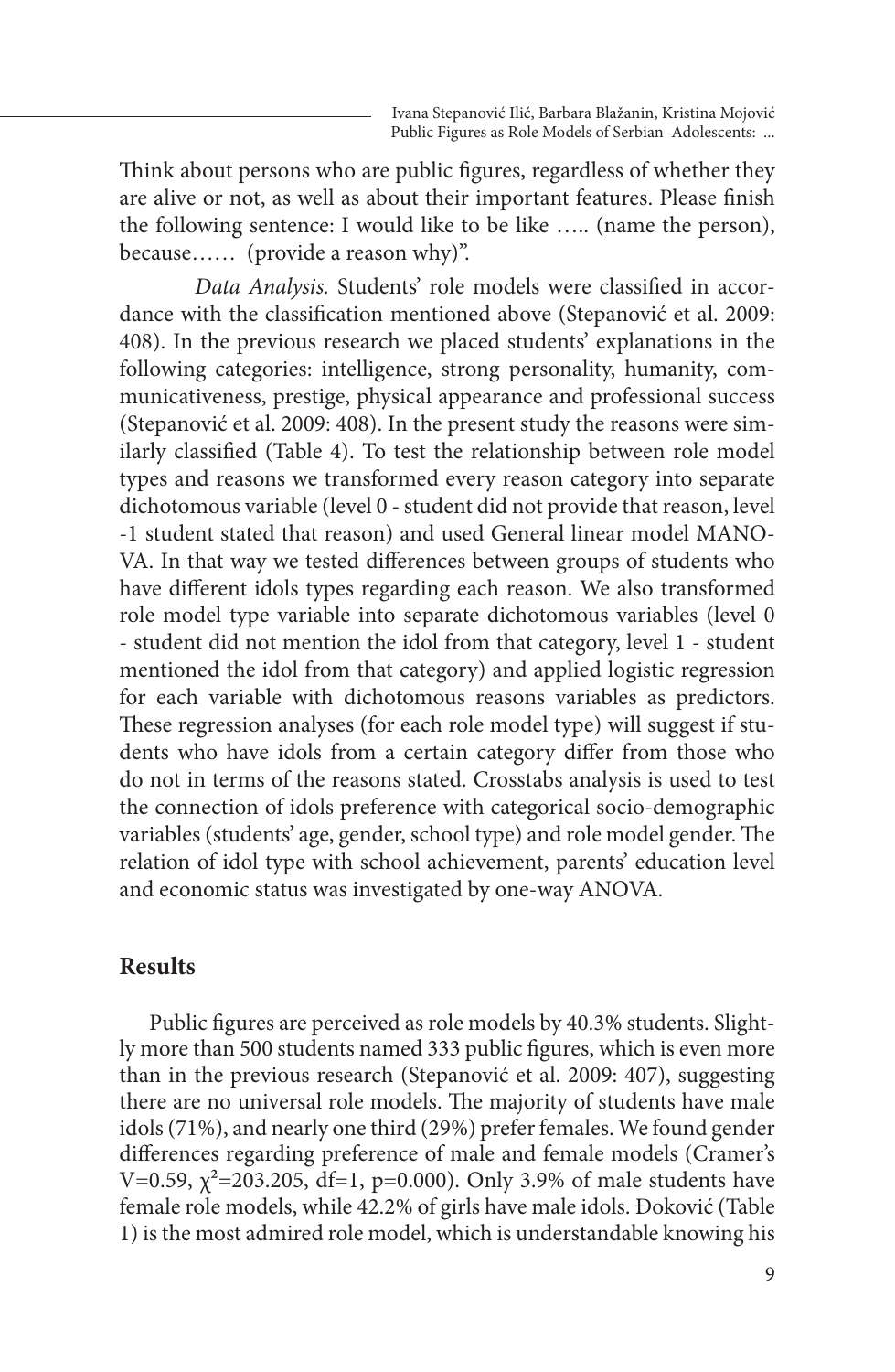Think about persons who are public figures, regardless of whether they are alive or not, as well as about their important features. Please finish the following sentence: I would like to be like ….. (name the person), because…… (provide a reason why)".

*Data Analysis.* Students' role models were classified in accordance with the classification mentioned above (Stepanović et al. 2009: 408). In the previous research we placed students' explanations in the following categories: intelligence, strong personality, humanity, communicativeness, prestige, physical appearance and professional success (Stepanović et al. 2009: 408). In the present study the reasons were similarly classified (Table 4). To test the relationship between role model types and reasons we transformed every reason category into separate dichotomous variable (level 0 - student did not provide that reason, level -1 student stated that reason) and used General linear model MANOVA. In that way we tested differences between groups of students who have different idols types regarding each reason. We also transformed role model type variable into separate dichotomous variables (level 0 - student did not mention the idol from that category, level 1 - student mentioned the idol from that category) and applied logistic regression for each variable with dichotomous reasons variables as predictors. These regression analyses (for each role model type) will suggest if students who have idols from a certain category differ from those who do not in terms of the reasons stated. Crosstabs analysis is used to test the connection of idols preference with categorical socio-demographic variables (students' age, gender, school type) and role model gender. The relation of idol type with school achievement, parents' education level and economic status was investigated by one-way ANOVA.

## Results

Public figures are perceived as role models by 40.3% students. Slightly more than 500 students named 333 public figures, which is even more than in the previous research (Stepanović et al. 2009: 407), suggesting there are no universal role models. The majority of students have male idols (71%), and nearly one third (29%) prefer females. We found gender differences regarding preference of male and female models (Cramer's V=0.59, $\chi^2$=203.205, df=1, p=0.000). Only 3.9% of male students have female role models, while 42.2% of girls have male idols. Đoković (Table 1) is the most admired role model, which is understandable knowing his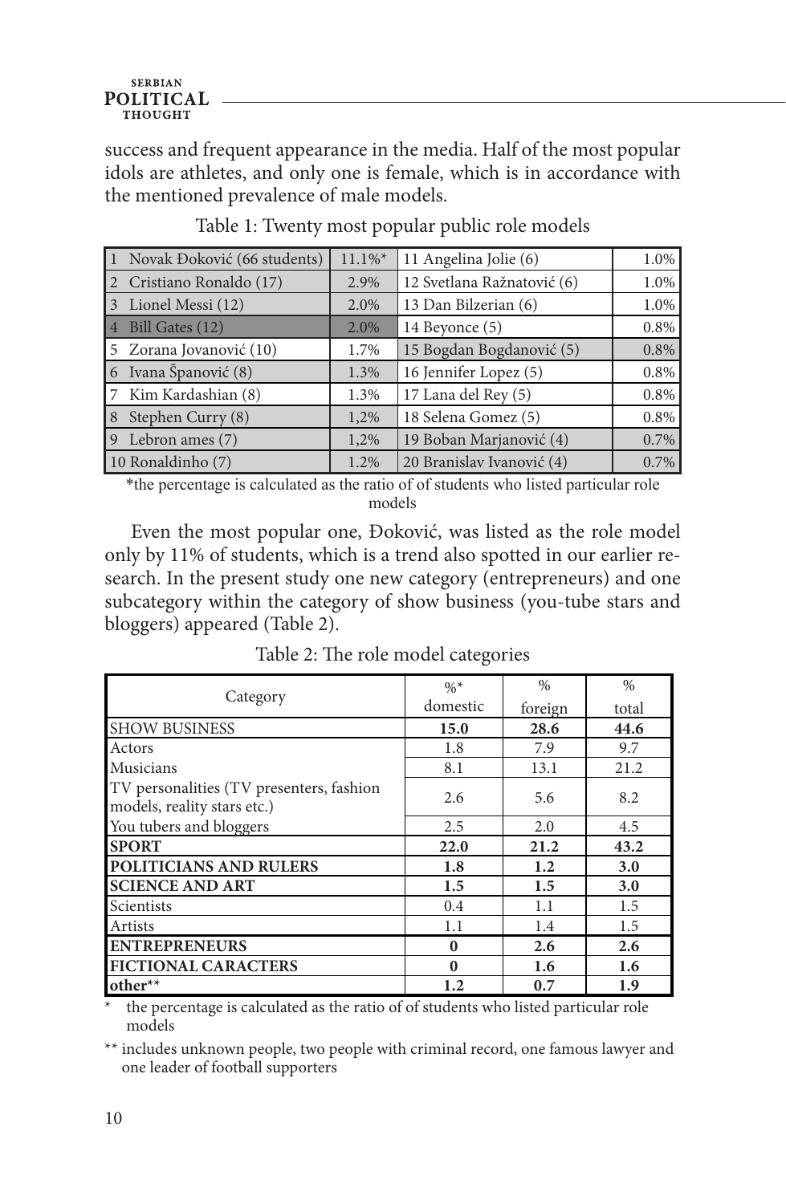success and frequent appearance in the media. Half of the most popular idols are athletes, and only one is female, which is in accordance with the mentioned prevalence of male models.

Table 1: Twenty most popular public role models

| | | | |
|---|---|---|---|
| 1 Novak Đoković (66 students) | 11.1%* | 11 Angelina Jolie (6) | 1.0% |
| 2 Cristiano Ronaldo (17) | 2.9% | 12 Svetlana Ražnatović (6) | 1.0% |
| 3 Lionel Messi (12) | 2.0% | 13 Dan Bilzerian (6) | 1.0% |
| 4 Bill Gates (12) | 2.0% | 14 Beyonce (5) | 0.8% |
| 5 Zorana Jovanović (10) | 1.7% | 15 Bogdan Bogdanović (5) | 0.8% |
| 6 Ivana Španović (8) | 1.3% | 16 Jennifer Lopez (5) | 0.8% |
| 7 Kim Kardashian (8) | 1.3% | 17 Lana del Rey (5) | 0.8% |
| 8 Stephen Curry (8) | 1,2% | 18 Selena Gomez (5) | 0.8% |
| 9 Lebron ames (7) | 1,2% | 19 Boban Marjanović (4) | 0.7% |
| 10 Ronaldinho (7) | 1.2% | 20 Branislav Ivanović (4) | 0.7% |

*the percentage is calculated as the ratio of of students who listed particular role models

Even the most popular one, Đoković, was listed as the role model only by 11% of students, which is a trend also spotted in our earlier research. In the present study one new category (entrepreneurs) and one subcategory within the category of show business (you-tube stars and bloggers) appeared (Table 2).

Table 2: The role model categories

| Category | %* domestic | % foreign | % total |
|---|---|---|---|
| **SHOW BUSINESS** | **15.0** | **28.6** | **44.6** |
| Actors | 1.8 | 7.9 | 9.7 |
| Musicians | 8.1 | 13.1 | 21.2 |
| TV personalities (TV presenters, fashion models, reality stars etc.) | 2.6 | 5.6 | 8.2 |
| You tubers and bloggers | 2.5 | 2.0 | 4.5 |
| **SPORT** | **22.0** | **21.2** | **43.2** |
| **POLITICIANS AND RULERS** | **1.8** | **1.2** | **3.0** |
| **SCIENCE AND ART** | **1.5** | **1.5** | **3.0** |
| Scientists | 0.4 | 1.1 | 1.5 |
| Artists | 1.1 | 1.4 | 1.5 |
| **ENTREPRENEURS** | **0** | **2.6** | **2.6** |
| **FICTIONAL CARACTERS** | **0** | **1.6** | **1.6** |
| **other**** | **1.2** | **0.7** | **1.9** |

\* the percentage is calculated as the ratio of of students who listed particular role models

** includes unknown people, two people with criminal record, one famous lawyer and one leader of football supporters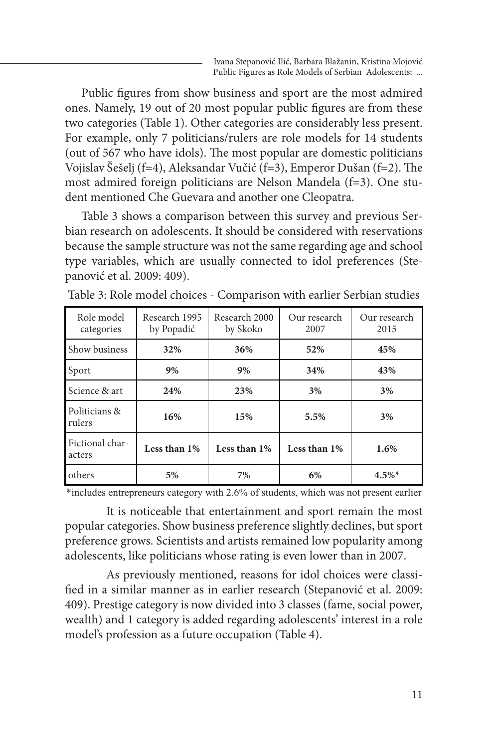Public figures from show business and sport are the most admired ones. Namely, 19 out of 20 most popular public figures are from these two categories (Table 1). Other categories are considerably less present. For example, only 7 politicians/rulers are role models for 14 students (out of 567 who have idols). The most popular are domestic politicians Vojislav Šešelj (f=4), Aleksandar Vučić (f=3), Emperor Dušan (f=2). The most admired foreign politicians are Nelson Mandela (f=3). One student mentioned Che Guevara and another one Cleopatra.

Table 3 shows a comparison between this survey and previous Serbian research on adolescents. It should be considered with reservations because the sample structure was not the same regarding age and school type variables, which are usually connected to idol preferences (Stepanović et al. 2009: 409).

Table 3: Role model choices - Comparison with earlier Serbian studies

| Role model categories | Research 1995 by Popadić | Research 2000 by Skoko | Our research 2007 | Our research 2015 |
|---|---|---|---|---|
| Show business | **32%** | **36%** | **52%** | **45%** |
| Sport | **9%** | **9%** | **34%** | **43%** |
| Science & art | **24%** | **23%** | **3%** | **3%** |
| Politicians & rulers | **16%** | **15%** | **5.5%** | **3%** |
| Fictional characters | **Less than 1%** | **Less than 1%** | **Less than 1%** | **1.6%** |
| others | **5%** | **7%** | **6%** | **4.5%*** |

*includes entrepreneurs category with 2.6% of students, which was not present earlier

It is noticeable that entertainment and sport remain the most popular categories. Show business preference slightly declines, but sport preference grows. Scientists and artists remained low popularity among adolescents, like politicians whose rating is even lower than in 2007.

As previously mentioned, reasons for idol choices were classified in a similar manner as in earlier research (Stepanović et al. 2009: 409). Prestige category is now divided into 3 classes (fame, social power, wealth) and 1 category is added regarding adolescents' interest in a role model's profession as a future occupation (Table 4).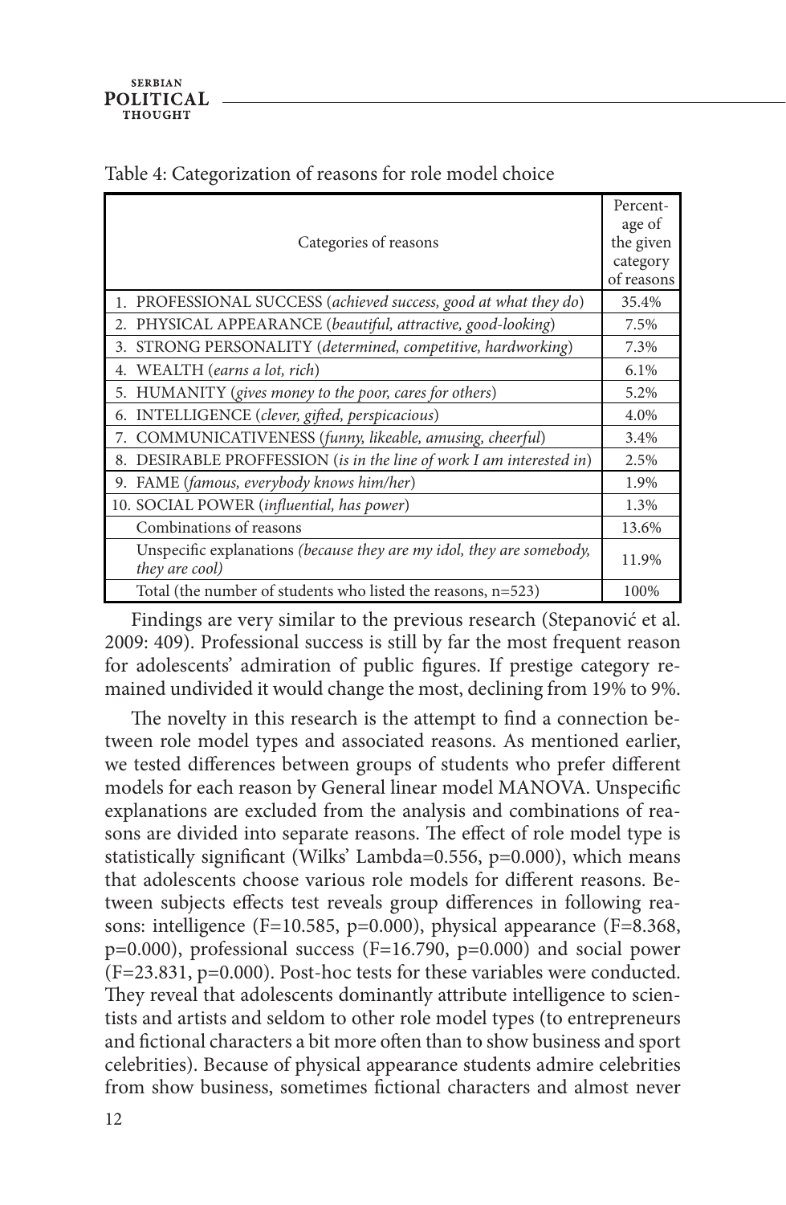Table 4: Categorization of reasons for role model choice

| Categories of reasons | Percentage of the given category of reasons |
|---|---|
| 1. PROFESSIONAL SUCCESS (*achieved success, good at what they do*) | 35.4% |
| 2. PHYSICAL APPEARANCE (*beautiful, attractive, good-looking*) | 7.5% |
| 3. STRONG PERSONALITY (*determined, competitive, hardworking*) | 7.3% |
| 4. WEALTH (*earns a lot, rich*) | 6.1% |
| 5. HUMANITY (*gives money to the poor, cares for others*) | 5.2% |
| 6. INTELLIGENCE (*clever, gifted, perspicacious*) | 4.0% |
| 7. COMMUNICATIVENESS (*funny, likeable, amusing, cheerful*) | 3.4% |
| 8. DESIRABLE PROFFESSION (*is in the line of work I am interested in*) | 2.5% |
| 9. FAME (*famous, everybody knows him/her*) | 1.9% |
| 10. SOCIAL POWER (*influential, has power*) | 1.3% |
| Combinations of reasons | 13.6% |
| Unspecific explanations (*because they are my idol, they are somebody, they are cool*) | 11.9% |
| Total (the number of students who listed the reasons, n=523) | 100% |

Findings are very similar to the previous research (Stepanović et al. 2009: 409). Professional success is still by far the most frequent reason for adolescents' admiration of public figures. If prestige category remained undivided it would change the most, declining from 19% to 9%.

The novelty in this research is the attempt to find a connection between role model types and associated reasons. As mentioned earlier, we tested differences between groups of students who prefer different models for each reason by General linear model MANOVA. Unspecific explanations are excluded from the analysis and combinations of reasons are divided into separate reasons. The effect of role model type is statistically significant (Wilks' Lambda=0.556, $p=0.000$), which means that adolescents choose various role models for different reasons. Between subjects effects test reveals group differences in following reasons: intelligence ($F=10.585$, $p=0.000$), physical appearance ($F=8.368$, $p=0.000$), professional success ($F=16.790$, $p=0.000$) and social power ($F=23.831$, $p=0.000$). Post-hoc tests for these variables were conducted. They reveal that adolescents dominantly attribute intelligence to scientists and artists and seldom to other role model types (to entrepreneurs and fictional characters a bit more often than to show business and sport celebrities). Because of physical appearance students admire celebrities from show business, sometimes fictional characters and almost never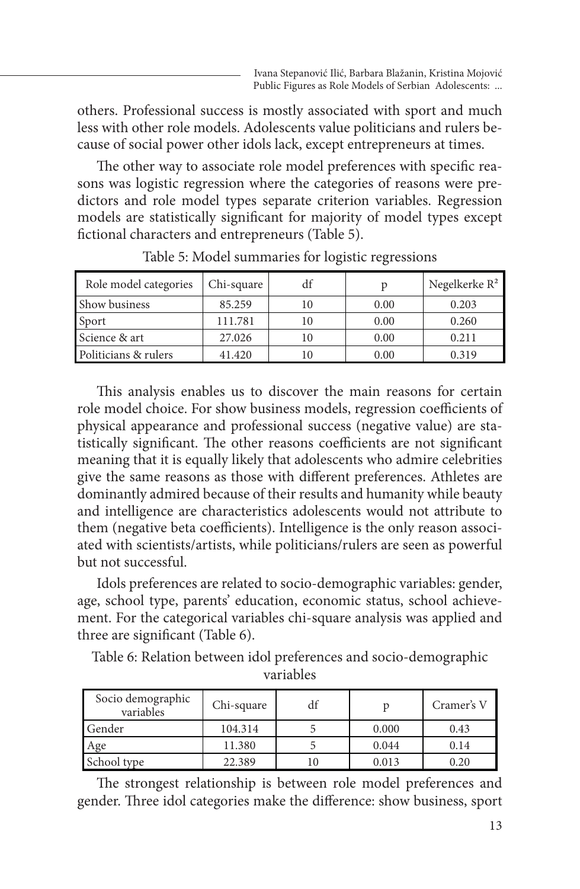others. Professional success is mostly associated with sport and much less with other role models. Adolescents value politicians and rulers because of social power other idols lack, except entrepreneurs at times.

The other way to associate role model preferences with specific reasons was logistic regression where the categories of reasons were predictors and role model types separate criterion variables. Regression models are statistically significant for majority of model types except fictional characters and entrepreneurs (Table 5).

Table 5: Model summaries for logistic regressions

| Role model categories | Chi-square | df | p | Negelkerke $R^2$ |
|---|---|---|---|---|
| Show business | 85.259 | 10 | 0.00 | 0.203 |
| Sport | 111.781 | 10 | 0.00 | 0.260 |
| Science & art | 27.026 | 10 | 0.00 | 0.211 |
| Politicians & rulers | 41.420 | 10 | 0.00 | 0.319 |

This analysis enables us to discover the main reasons for certain role model choice. For show business models, regression coefficients of physical appearance and professional success (negative value) are statistically significant. The other reasons coefficients are not significant meaning that it is equally likely that adolescents who admire celebrities give the same reasons as those with different preferences. Athletes are dominantly admired because of their results and humanity while beauty and intelligence are characteristics adolescents would not attribute to them (negative beta coefficients). Intelligence is the only reason associated with scientists/artists, while politicians/rulers are seen as powerful but not successful.

Idols preferences are related to socio-demographic variables: gender, age, school type, parents' education, economic status, school achievement. For the categorical variables chi-square analysis was applied and three are significant (Table 6).

Table 6: Relation between idol preferences and socio-demographic variables

| Socio demographic variables | Chi-square | df | p | Cramer's V |
|---|---|---|---|---|
| Gender | 104.314 | 5 | 0.000 | 0.43 |
| Age | 11.380 | 5 | 0.044 | 0.14 |
| School type | 22.389 | 10 | 0.013 | 0.20 |

The strongest relationship is between role model preferences and gender. Three idol categories make the difference: show business, sport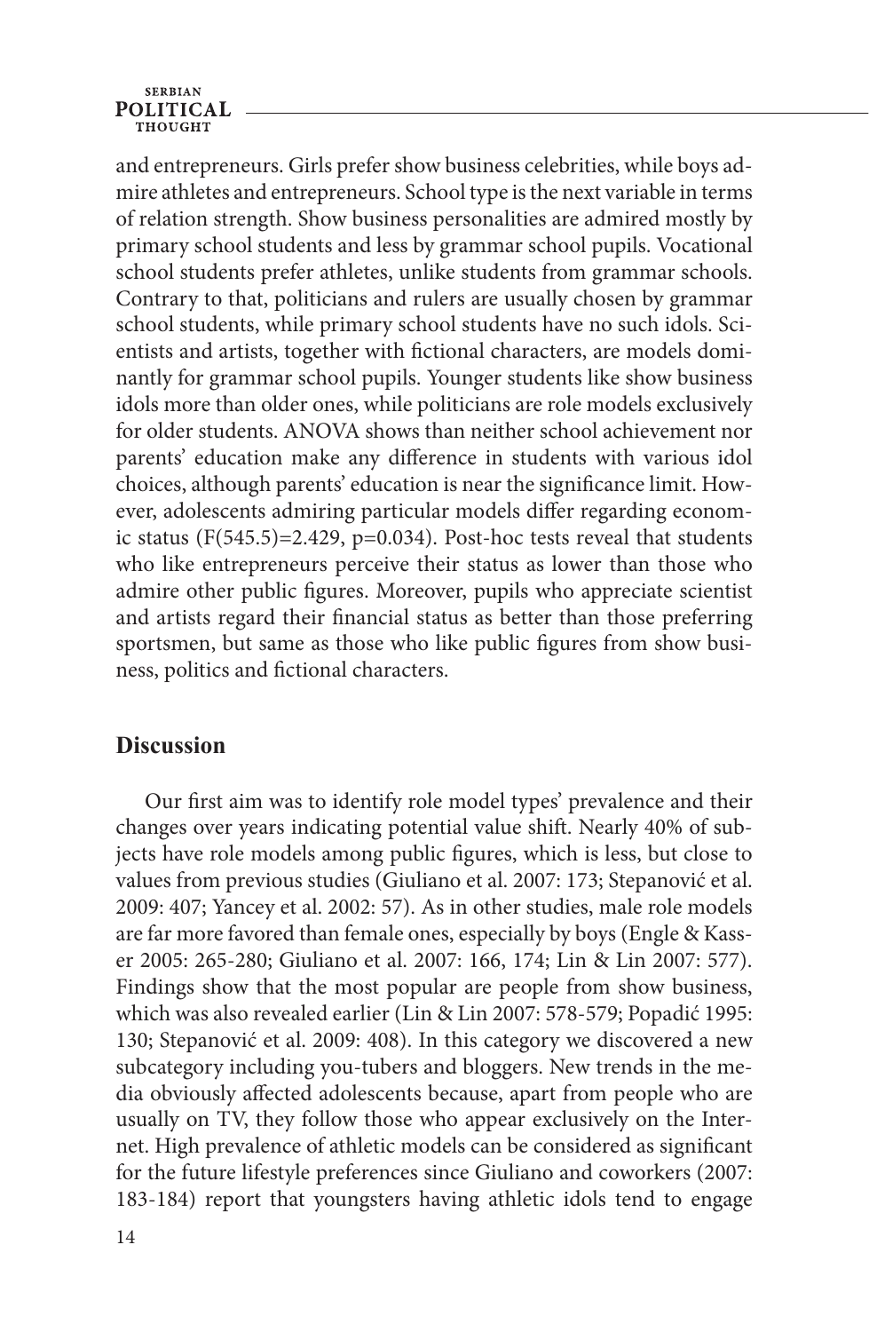and entrepreneurs. Girls prefer show business celebrities, while boys admire athletes and entrepreneurs. School type is the next variable in terms of relation strength. Show business personalities are admired mostly by primary school students and less by grammar school pupils. Vocational school students prefer athletes, unlike students from grammar schools. Contrary to that, politicians and rulers are usually chosen by grammar school students, while primary school students have no such idols. Scientists and artists, together with fictional characters, are models dominantly for grammar school pupils. Younger students like show business idols more than older ones, while politicians are role models exclusively for older students. ANOVA shows than neither school achievement nor parents' education make any difference in students with various idol choices, although parents' education is near the significance limit. However, adolescents admiring particular models differ regarding economic status ($F(545.5)=2.429$, $p=0.034$). Post-hoc tests reveal that students who like entrepreneurs perceive their status as lower than those who admire other public figures. Moreover, pupils who appreciate scientist and artists regard their financial status as better than those preferring sportsmen, but same as those who like public figures from show business, politics and fictional characters.

## Discussion

Our first aim was to identify role model types' prevalence and their changes over years indicating potential value shift. Nearly 40% of subjects have role models among public figures, which is less, but close to values from previous studies (Giuliano et al. 2007: 173; Stepanović et al. 2009: 407; Yancey et al. 2002: 57). As in other studies, male role models are far more favored than female ones, especially by boys (Engle & Kasser 2005: 265-280; Giuliano et al. 2007: 166, 174; Lin & Lin 2007: 577). Findings show that the most popular are people from show business, which was also revealed earlier (Lin & Lin 2007: 578-579; Popadić 1995: 130; Stepanović et al. 2009: 408). In this category we discovered a new subcategory including you-tubers and bloggers. New trends in the media obviously affected adolescents because, apart from people who are usually on TV, they follow those who appear exclusively on the Internet. High prevalence of athletic models can be considered as significant for the future lifestyle preferences since Giuliano and coworkers (2007: 183-184) report that youngsters having athletic idols tend to engage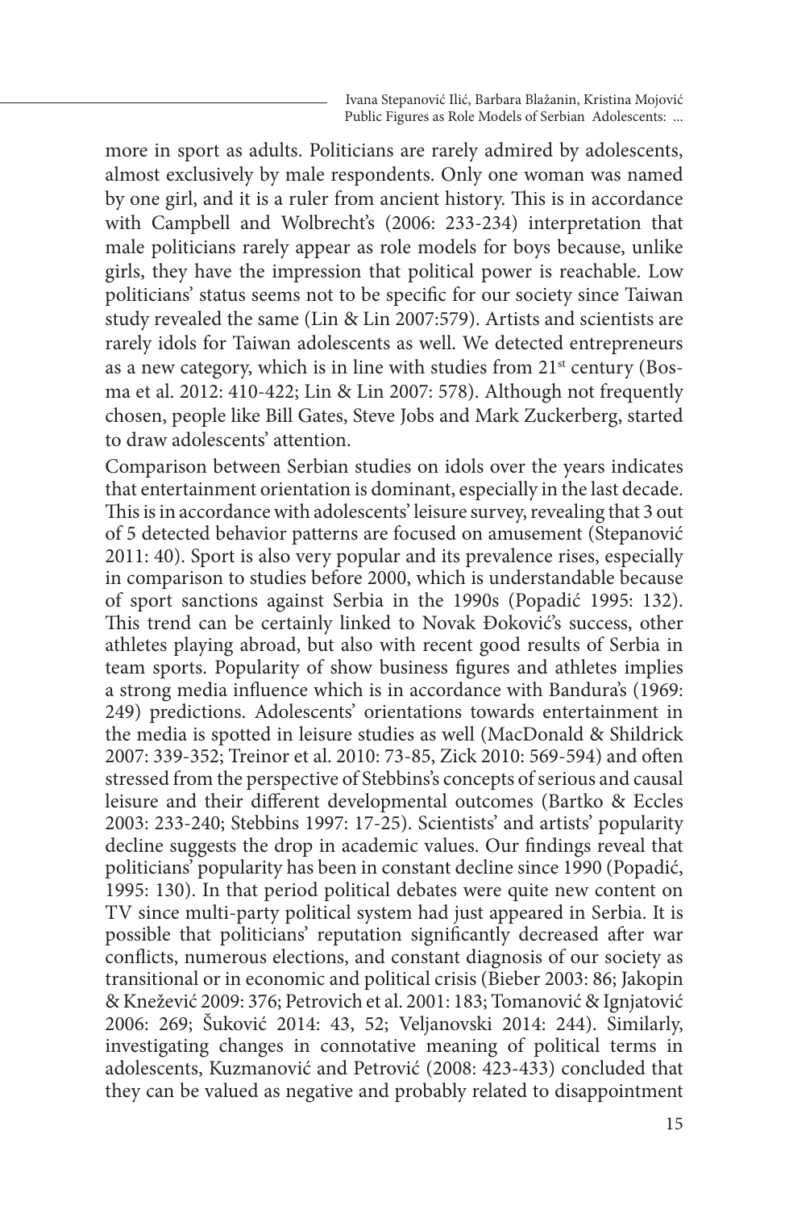more in sport as adults. Politicians are rarely admired by adolescents, almost exclusively by male respondents. Only one woman was named by one girl, and it is a ruler from ancient history. This is in accordance with Campbell and Wolbrecht's (2006: 233-234) interpretation that male politicians rarely appear as role models for boys because, unlike girls, they have the impression that political power is reachable. Low politicians' status seems not to be specific for our society since Taiwan study revealed the same (Lin & Lin 2007:579). Artists and scientists are rarely idols for Taiwan adolescents as well. We detected entrepreneurs as a new category, which is in line with studies from 21st century (Bosma et al. 2012: 410-422; Lin & Lin 2007: 578). Although not frequently chosen, people like Bill Gates, Steve Jobs and Mark Zuckerberg, started to draw adolescents' attention.

Comparison between Serbian studies on idols over the years indicates that entertainment orientation is dominant, especially in the last decade. This is in accordance with adolescents' leisure survey, revealing that 3 out of 5 detected behavior patterns are focused on amusement (Stepanović 2011: 40). Sport is also very popular and its prevalence rises, especially in comparison to studies before 2000, which is understandable because of sport sanctions against Serbia in the 1990s (Popadić 1995: 132). This trend can be certainly linked to Novak Đoković's success, other athletes playing abroad, but also with recent good results of Serbia in team sports. Popularity of show business figures and athletes implies a strong media influence which is in accordance with Bandura's (1969: 249) predictions. Adolescents' orientations towards entertainment in the media is spotted in leisure studies as well (MacDonald & Shildrick 2007: 339-352; Treinor et al. 2010: 73-85, Zick 2010: 569-594) and often stressed from the perspective of Stebbins's concepts of serious and causal leisure and their different developmental outcomes (Bartko & Eccles 2003: 233-240; Stebbins 1997: 17-25). Scientists' and artists' popularity decline suggests the drop in academic values. Our findings reveal that politicians' popularity has been in constant decline since 1990 (Popadić, 1995: 130). In that period political debates were quite new content on TV since multi-party political system had just appeared in Serbia. It is possible that politicians' reputation significantly decreased after war conflicts, numerous elections, and constant diagnosis of our society as transitional or in economic and political crisis (Bieber 2003: 86; Jakopin & Knežević 2009: 376; Petrovich et al. 2001: 183; Tomanović & Ignjatović 2006: 269; Šuković 2014: 43, 52; Veljanovski 2014: 244). Similarly, investigating changes in connotative meaning of political terms in adolescents, Kuzmanović and Petrović (2008: 423-433) concluded that they can be valued as negative and probably related to disappointment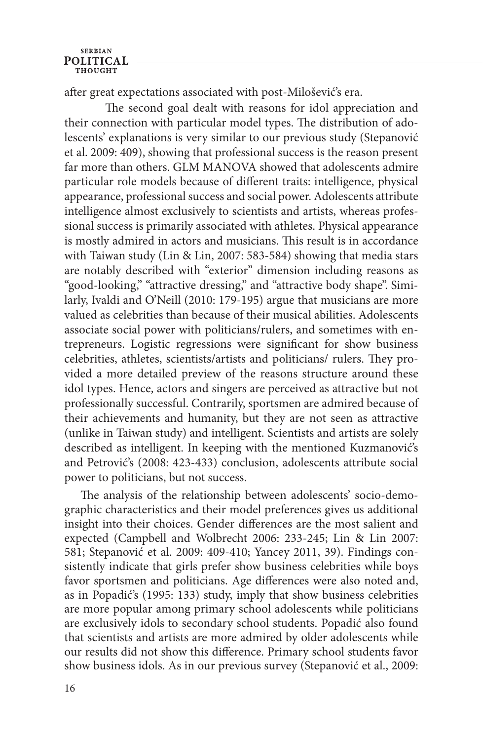after great expectations associated with post-Milošević's era.

The second goal dealt with reasons for idol appreciation and their connection with particular model types. The distribution of adolescents' explanations is very similar to our previous study (Stepanović et al. 2009: 409), showing that professional success is the reason present far more than others. GLM MANOVA showed that adolescents admire particular role models because of different traits: intelligence, physical appearance, professional success and social power. Adolescents attribute intelligence almost exclusively to scientists and artists, whereas professional success is primarily associated with athletes. Physical appearance is mostly admired in actors and musicians. This result is in accordance with Taiwan study (Lin & Lin, 2007: 583-584) showing that media stars are notably described with "exterior" dimension including reasons as "good-looking," "attractive dressing," and "attractive body shape". Similarly, Ivaldi and O'Neill (2010: 179-195) argue that musicians are more valued as celebrities than because of their musical abilities. Adolescents associate social power with politicians/rulers, and sometimes with entrepreneurs. Logistic regressions were significant for show business celebrities, athletes, scientists/artists and politicians/ rulers. They provided a more detailed preview of the reasons structure around these idol types. Hence, actors and singers are perceived as attractive but not professionally successful. Contrarily, sportsmen are admired because of their achievements and humanity, but they are not seen as attractive (unlike in Taiwan study) and intelligent. Scientists and artists are solely described as intelligent. In keeping with the mentioned Kuzmanović's and Petrović's (2008: 423-433) conclusion, adolescents attribute social power to politicians, but not success.

The analysis of the relationship between adolescents' socio-demographic characteristics and their model preferences gives us additional insight into their choices. Gender differences are the most salient and expected (Campbell and Wolbrecht 2006: 233-245; Lin & Lin 2007: 581; Stepanović et al. 2009: 409-410; Yancey 2011, 39). Findings consistently indicate that girls prefer show business celebrities while boys favor sportsmen and politicians. Age differences were also noted and, as in Popadić's (1995: 133) study, imply that show business celebrities are more popular among primary school adolescents while politicians are exclusively idols to secondary school students. Popadić also found that scientists and artists are more admired by older adolescents while our results did not show this difference. Primary school students favor show business idols. As in our previous survey (Stepanović et al., 2009: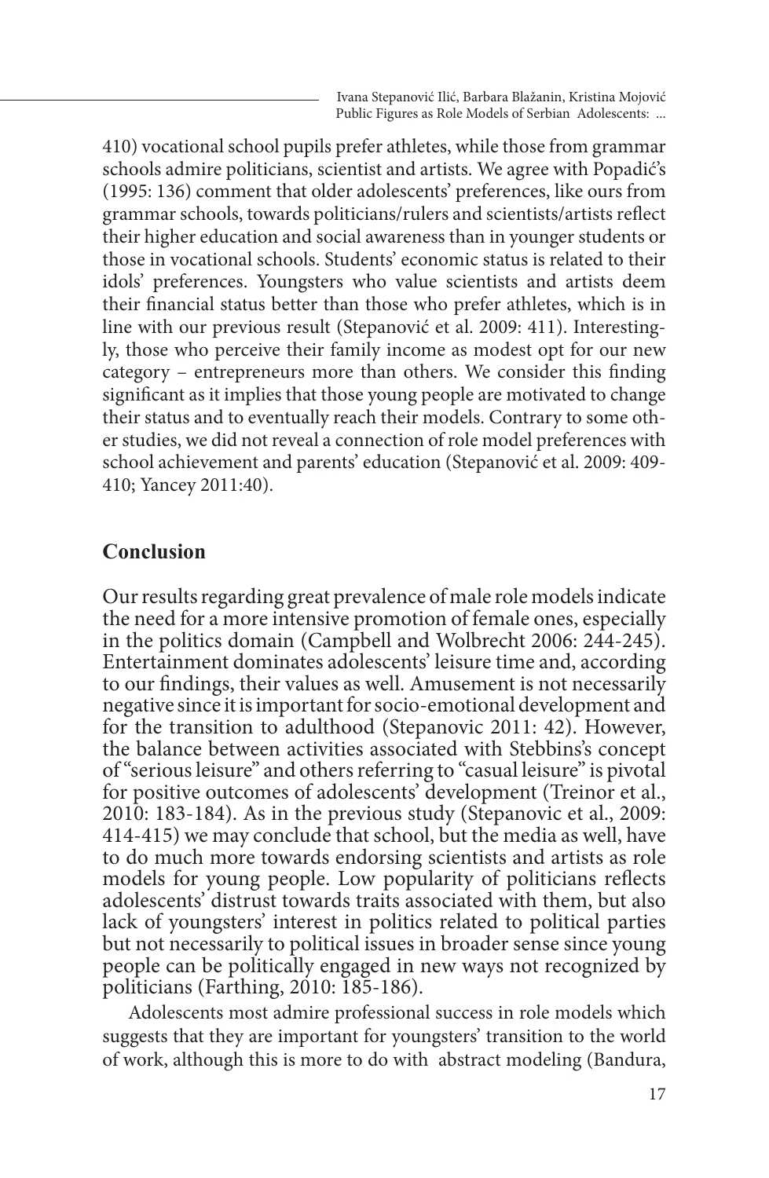410) vocational school pupils prefer athletes, while those from grammar schools admire politicians, scientist and artists. We agree with Popadić's (1995: 136) comment that older adolescents' preferences, like ours from grammar schools, towards politicians/rulers and scientists/artists reflect their higher education and social awareness than in younger students or those in vocational schools. Students' economic status is related to their idols' preferences. Youngsters who value scientists and artists deem their financial status better than those who prefer athletes, which is in line with our previous result (Stepanović et al. 2009: 411). Interestingly, those who perceive their family income as modest opt for our new category – entrepreneurs more than others. We consider this finding significant as it implies that those young people are motivated to change their status and to eventually reach their models. Contrary to some other studies, we did not reveal a connection of role model preferences with school achievement and parents' education (Stepanović et al. 2009: 409-410; Yancey 2011:40).

## Conclusion

Our results regarding great prevalence of male role models indicate the need for a more intensive promotion of female ones, especially in the politics domain (Campbell and Wolbrecht 2006: 244-245). Entertainment dominates adolescents' leisure time and, according to our findings, their values as well. Amusement is not necessarily negative since it is important for socio-emotional development and for the transition to adulthood (Stepanovic 2011: 42). However, the balance between activities associated with Stebbins's concept of "serious leisure" and others referring to "casual leisure" is pivotal for positive outcomes of adolescents' development (Treinor et al., 2010: 183-184). As in the previous study (Stepanovic et al., 2009: 414-415) we may conclude that school, but the media as well, have to do much more towards endorsing scientists and artists as role models for young people. Low popularity of politicians reflects adolescents' distrust towards traits associated with them, but also lack of youngsters' interest in politics related to political parties but not necessarily to political issues in broader sense since young people can be politically engaged in new ways not recognized by politicians (Farthing, 2010: 185-186).

Adolescents most admire professional success in role models which suggests that they are important for youngsters' transition to the world of work, although this is more to do with abstract modeling (Bandura,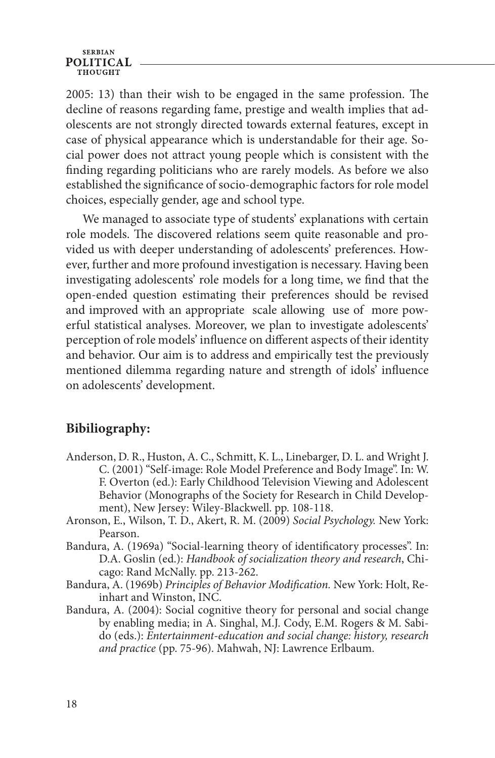2005: 13) than their wish to be engaged in the same profession. The decline of reasons regarding fame, prestige and wealth implies that adolescents are not strongly directed towards external features, except in case of physical appearance which is understandable for their age. Social power does not attract young people which is consistent with the finding regarding politicians who are rarely models. As before we also established the significance of socio-demographic factors for role model choices, especially gender, age and school type.

We managed to associate type of students' explanations with certain role models. The discovered relations seem quite reasonable and provided us with deeper understanding of adolescents' preferences. However, further and more profound investigation is necessary. Having been investigating adolescents' role models for a long time, we find that the open-ended question estimating their preferences should be revised and improved with an appropriate scale allowing use of more powerful statistical analyses. Moreover, we plan to investigate adolescents' perception of role models' influence on different aspects of their identity and behavior. Our aim is to address and empirically test the previously mentioned dilemma regarding nature and strength of idols' influence on adolescents' development.

## Bibiliography:

Anderson, D. R., Huston, A. C., Schmitt, K. L., Linebarger, D. L. and Wright J. C. (2001) "Self-image: Role Model Preference and Body Image". In: W. F. Overton (ed.): Early Childhood Television Viewing and Adolescent Behavior (Monographs of the Society for Research in Child Development), New Jersey: Wiley-Blackwell. pp. 108-118.

Aronson, E., Wilson, T. D., Akert, R. M. (2009) *Social Psychology.* New York: Pearson.

Bandura, A. (1969a) "Social-learning theory of identificatory processes". In: D.A. Goslin (ed.): *Handbook of socialization theory and research*, Chicago: Rand McNally. pp. 213-262.

Bandura, A. (1969b) *Principles of Behavior Modification.* New York: Holt, Reinhart and Winston, INC.

Bandura, A. (2004): Social cognitive theory for personal and social change by enabling media; in A. Singhal, M.J. Cody, E.M. Rogers & M. Sabido (eds.): *Entertainment-education and social change: history, research and practice* (pp. 75-96). Mahwah, NJ: Lawrence Erlbaum.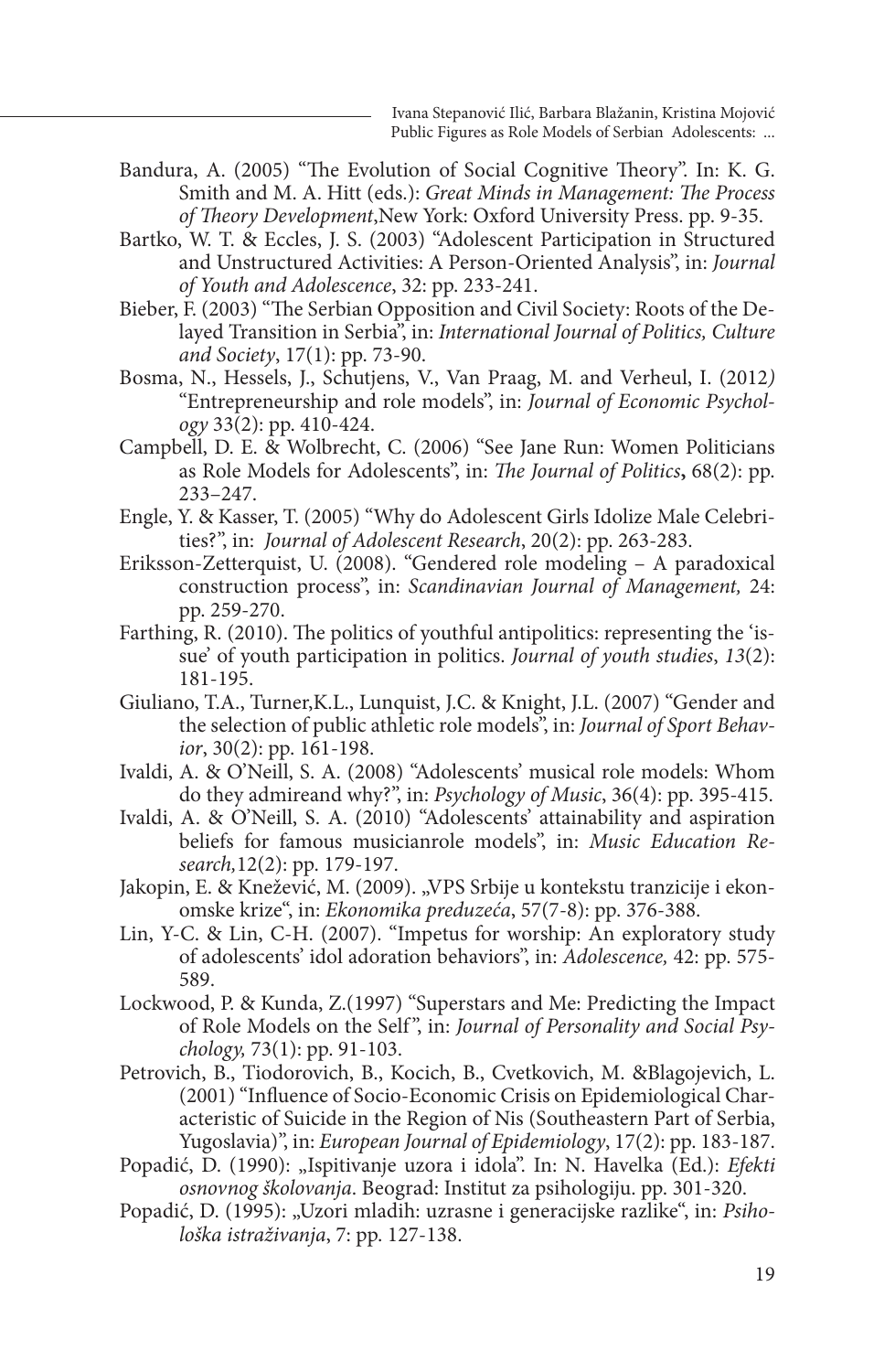Bandura, A. (2005) "The Evolution of Social Cognitive Theory". In: K. G. Smith and M. A. Hitt (eds.): *Great Minds in Management: The Process of Theory Development*,New York: Oxford University Press. pp. 9-35.

Bartko, W. T. & Eccles, J. S. (2003) "Adolescent Participation in Structured and Unstructured Activities: A Person-Oriented Analysis", in: *Journal of Youth and Adolescence*, 32: pp. 233-241.

Bieber, F. (2003) "The Serbian Opposition and Civil Society: Roots of the Delayed Transition in Serbia", in: *International Journal of Politics, Culture and Society*, 17(1): pp. 73-90.

Bosma, N., Hessels, J., Schutjens, V., Van Praag, M. and Verheul, I. (2012*)* "Entrepreneurship and role models", in: *Journal of Economic Psychology* 33(2): pp. 410-424.

Campbell, D. E. & Wolbrecht, C. (2006) "See Jane Run: Women Politicians as Role Models for Adolescents", in: *The Journal of Politics***,** 68(2): pp. 233–247.

Engle, Y. & Kasser, T. (2005) "Why do Adolescent Girls Idolize Male Celebrities?", in: *Journal of Adolescent Research*, 20(2): pp. 263-283.

Eriksson-Zetterquist, U. (2008). "Gendered role modeling – A paradoxical construction process", in: *Scandinavian Journal of Management,* 24: pp. 259-270.

Farthing, R. (2010). The politics of youthful antipolitics: representing the 'issue' of youth participation in politics. *Journal of youth studies*, *13*(2): 181-195.

Giuliano, T.A., Turner,K.L., Lunquist, J.C. & Knight, J.L. (2007) "Gender and the selection of public athletic role models", in: *Journal of Sport Behavior*, 30(2): pp. 161-198.

Ivaldi, A. & O'Neill, S. A. (2008) "Adolescents' musical role models: Whom do they admireand why?", in: *Psychology of Music*, 36(4): pp. 395-415.

Ivaldi, A. & O'Neill, S. A. (2010) "Adolescents' attainability and aspiration beliefs for famous musicianrole models", in: *Music Education Research,*12(2): pp. 179-197.

Jakopin, E. & Knežević, M. (2009). „VPS Srbije u kontekstu tranzicije i ekonomske krize", in: *Ekonomika preduzeća*, 57(7-8): pp. 376-388.

Lin, Y-C. & Lin, C-H. (2007). "Impetus for worship: An exploratory study of adolescents' idol adoration behaviors", in: *Adolescence,* 42: pp. 575-589.

Lockwood, P. & Kunda, Z.(1997) "Superstars and Me: Predicting the Impact of Role Models on the Self", in: *Journal of Personality and Social Psychology,* 73(1): pp. 91-103.

Petrovich, B., Tiodorovich, B., Kocich, B., Cvetkovich, M. &Blagojevich, L. (2001) "Influence of Socio-Economic Crisis on Epidemiological Characteristic of Suicide in the Region of Nis (Southeastern Part of Serbia, Yugoslavia)", in: *European Journal of Epidemiology*, 17(2): pp. 183-187.

Popadić, D. (1990): „Ispitivanje uzora i idola". In: N. Havelka (Ed.): *Efekti osnovnog školovanja*. Beograd: Institut za psihologiju. pp. 301-320.

Popadić, D. (1995): „Uzori mladih: uzrasne i generacijske razlike", in: *Psihološka istraživanja*, 7: pp. 127-138.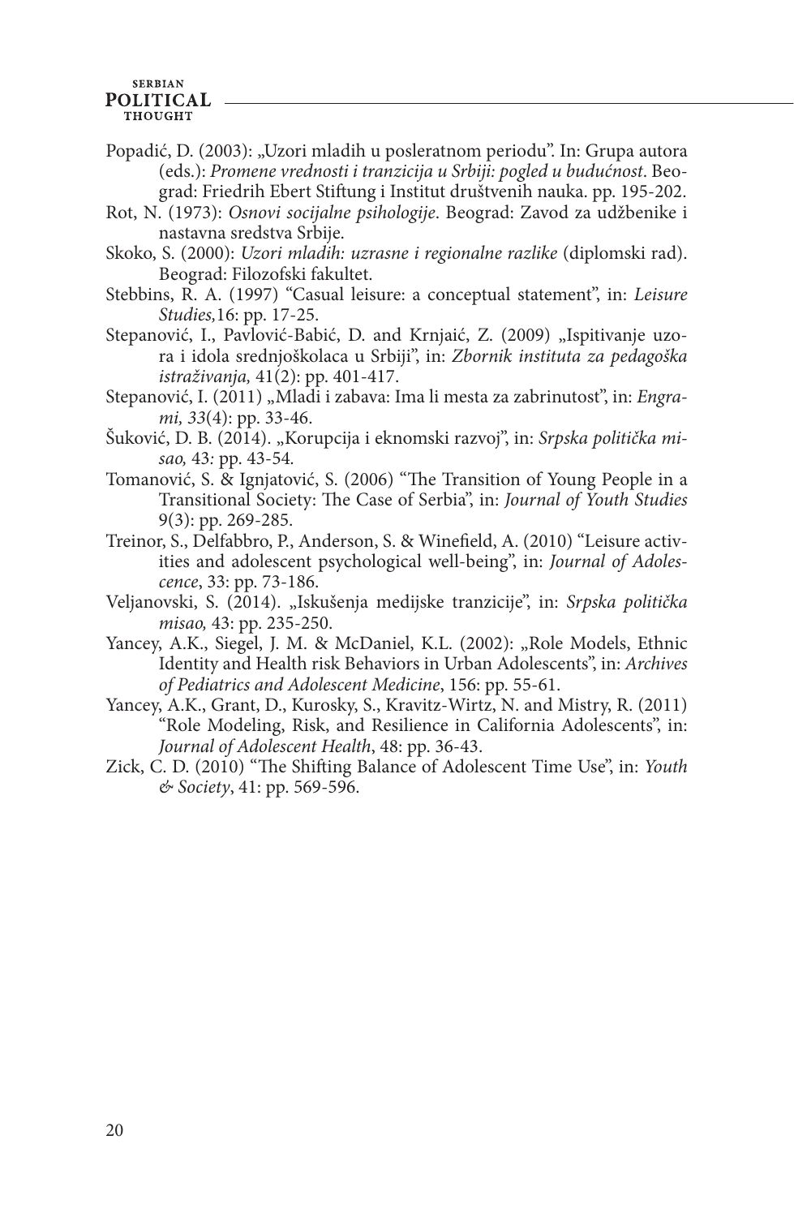Popadić, D. (2003): „Uzori mladih u posleratnom periodu". In: Grupa autora (eds.): *Promene vrednosti i tranzicija u Srbiji: pogled u budućnost*. Beograd: Friedrih Ebert Stiftung i Institut društvenih nauka. pp. 195-202.

Rot, N. (1973): *Osnovi socijalne psihologije*. Beograd: Zavod za udžbenike i nastavna sredstva Srbije.

Skoko, S. (2000): *Uzori mladih: uzrasne i regionalne razlike* (diplomski rad). Beograd: Filozofski fakultet.

Stebbins, R. A. (1997) "Casual leisure: a conceptual statement", in: *Leisure Studies,*16: pp. 17-25.

Stepanović, I., Pavlović-Babić, D. and Krnjaić, Z. (2009) „Ispitivanje uzora i idola srednjoškolaca u Srbiji", in: *Zbornik instituta za pedagoška istraživanja,* 41(2): pp. 401-417.

Stepanović, I. (2011) „Mladi i zabava: Ima li mesta za zabrinutost", in: *Engrami, 33*(4): pp. 33-46.

Šuković, D. B. (2014). „Korupcija i eknomski razvoj", in: *Srpska politička misao,* 43: pp. 43-54.

Tomanović, S. & Ignjatović, S. (2006) "The Transition of Young People in a Transitional Society: The Case of Serbia", in: *Journal of Youth Studies* 9(3): pp. 269-285.

Treinor, S., Delfabbro, P., Anderson, S. & Winefield, A. (2010) "Leisure activities and adolescent psychological well-being", in: *Journal of Adolescence*, 33: pp. 73-186.

Veljanovski, S. (2014). „Iskušenja medijske tranzicije", in: *Srpska politička misao,* 43: pp. 235-250.

Yancey, A.K., Siegel, J. M. & McDaniel, K.L. (2002): „Role Models, Ethnic Identity and Health risk Behaviors in Urban Adolescents", in: *Archives of Pediatrics and Adolescent Medicine*, 156: pp. 55-61.

Yancey, A.K., Grant, D., Kurosky, S., Kravitz-Wirtz, N. and Mistry, R. (2011) "Role Modeling, Risk, and Resilience in California Adolescents", in: *Journal of Adolescent Health*, 48: pp. 36-43.

Zick, C. D. (2010) "The Shifting Balance of Adolescent Time Use", in: *Youth & Society*, 41: pp. 569-596.